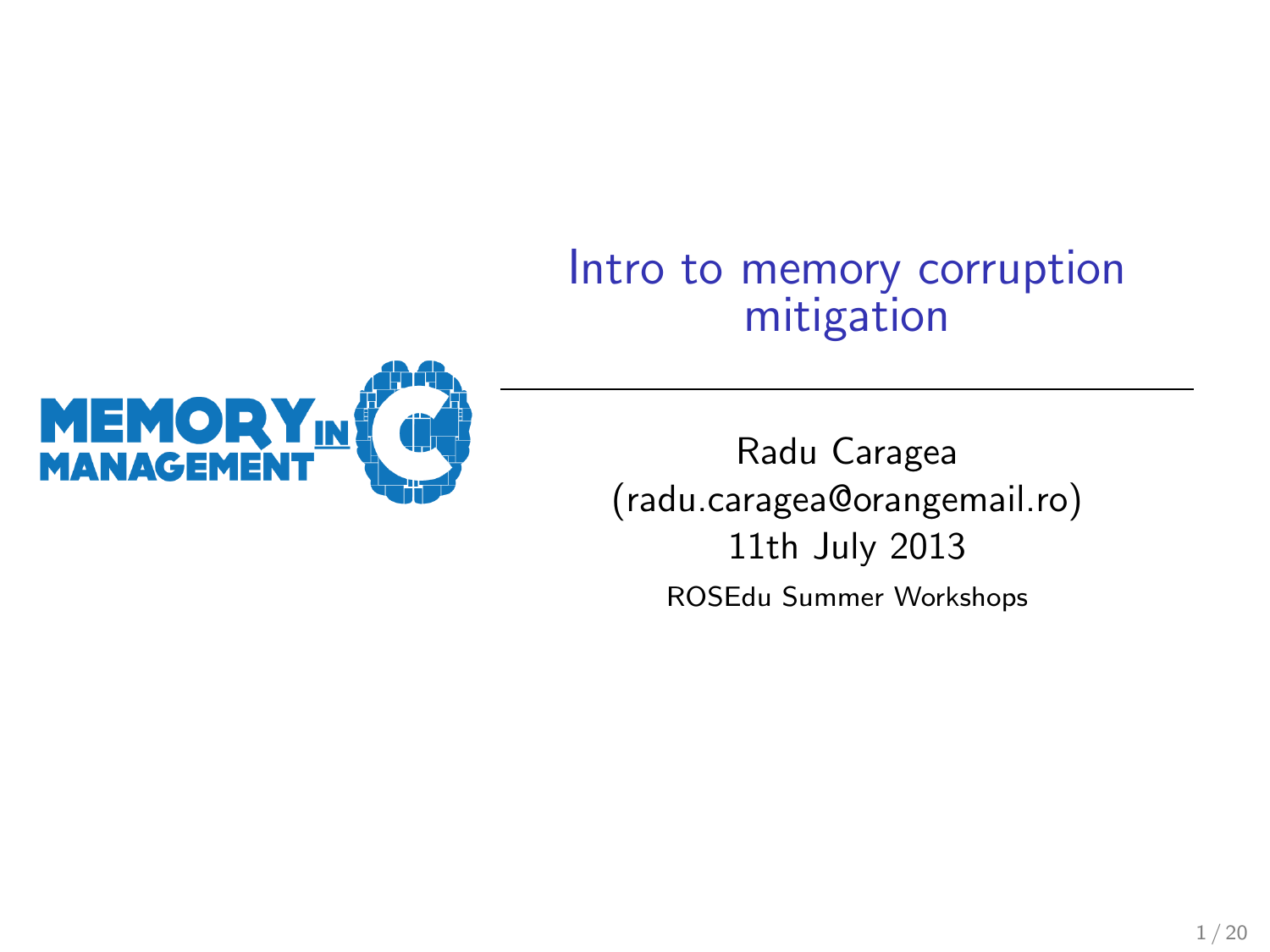# Intro to memory corruption mitigation

Radu Caragea
(radu.caragea@orangemail.ro)
11th July 2013

ROSEdu Summer Workshops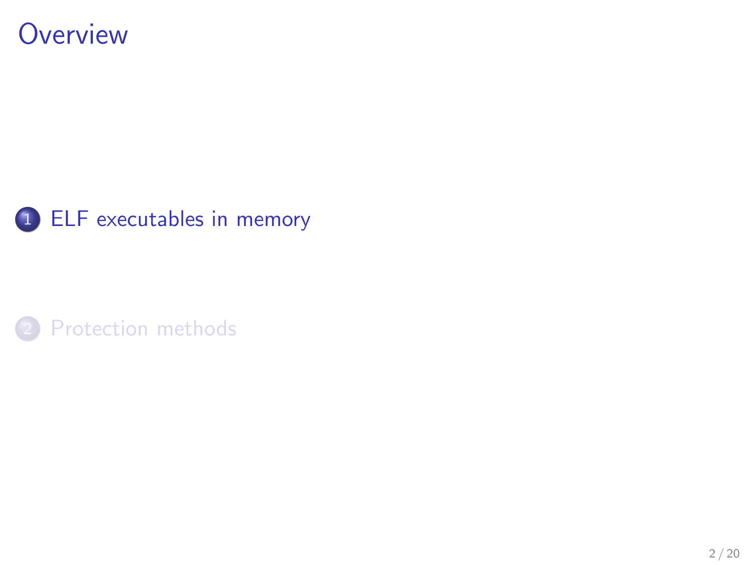# Overview

1. ELF executables in memory
2. Protection methods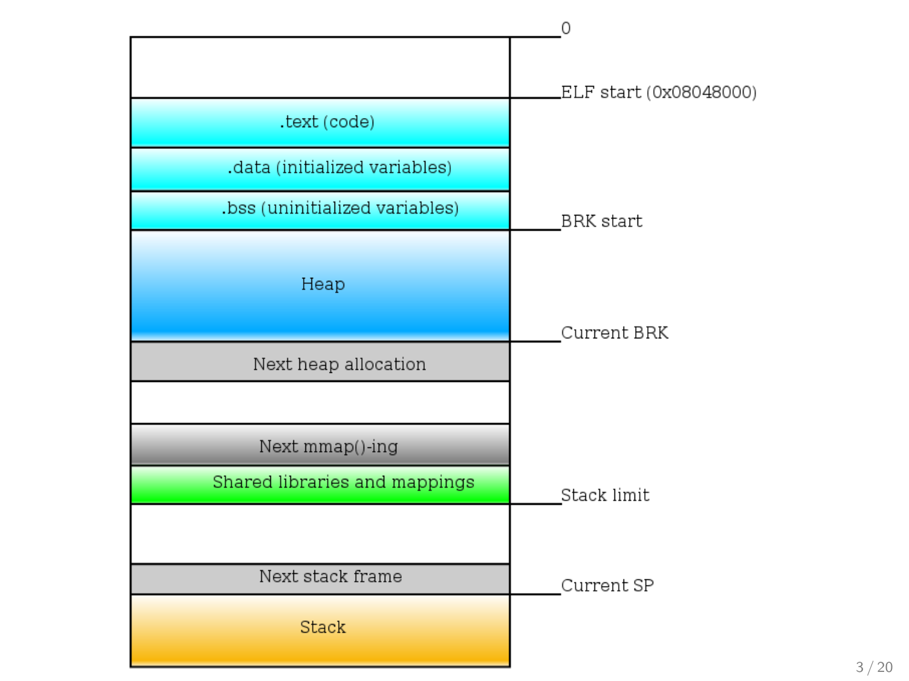| | |
|---|---|
| | 0 |
| .text (code) | ELF start (0x08048000) |
| .data (initialized variables) | |
| .bss (uninitialized variables) | BRK start |
| Heap | |
| Next heap allocation | Current BRK |
| | |
| Next mmap()-ing | |
| Shared libraries and mappings | Stack limit |
| | |
| Next stack frame | Current SP |
| Stack | |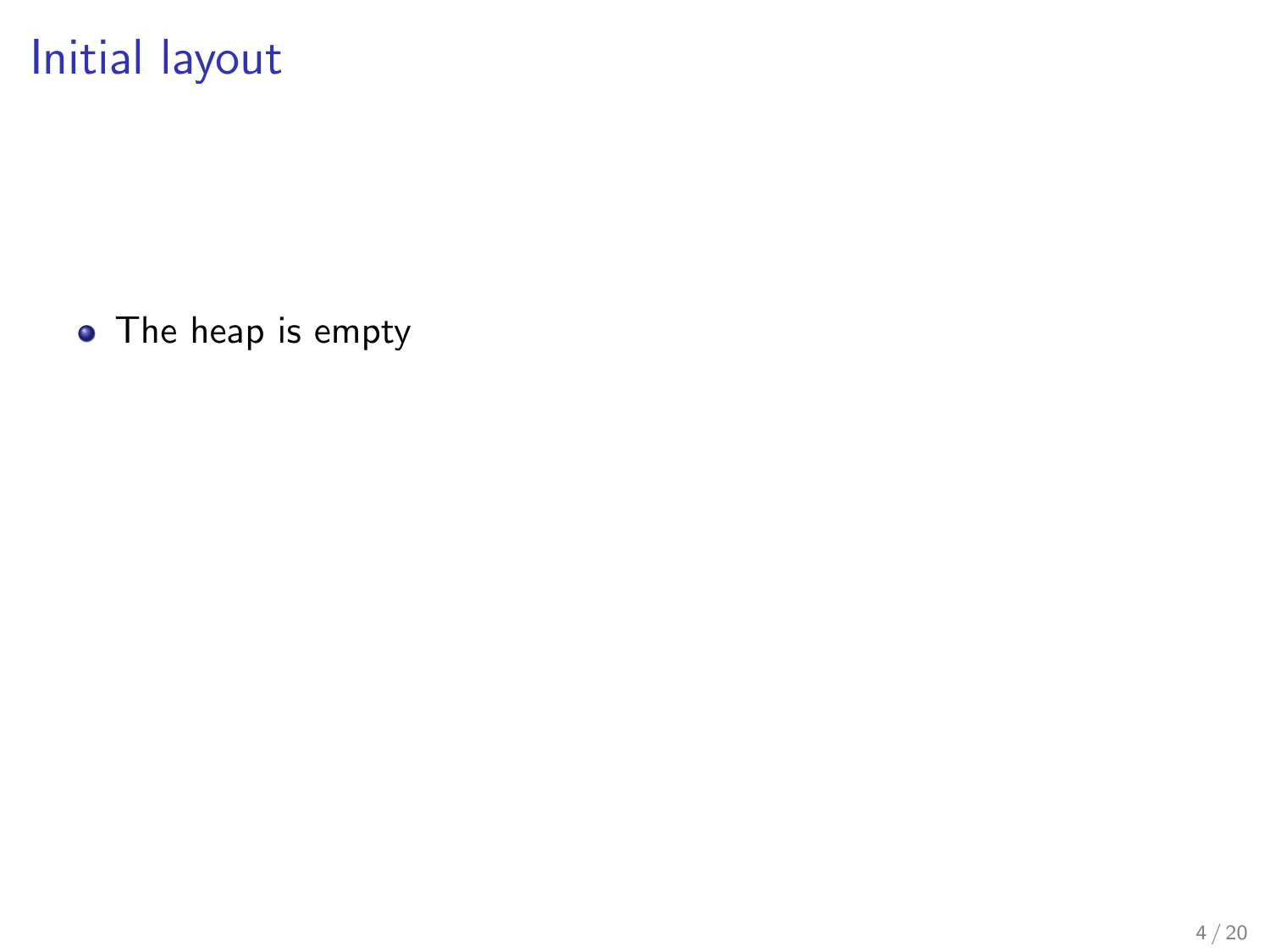# Initial layout

- The heap is empty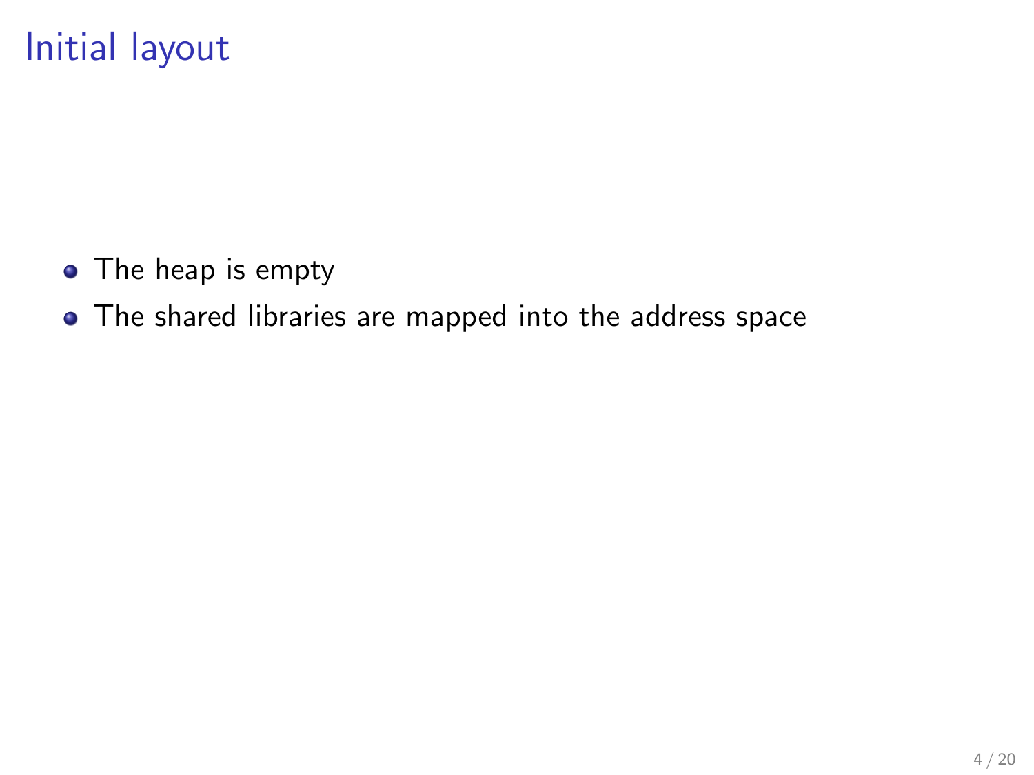# Initial layout

- The heap is empty
- The shared libraries are mapped into the address space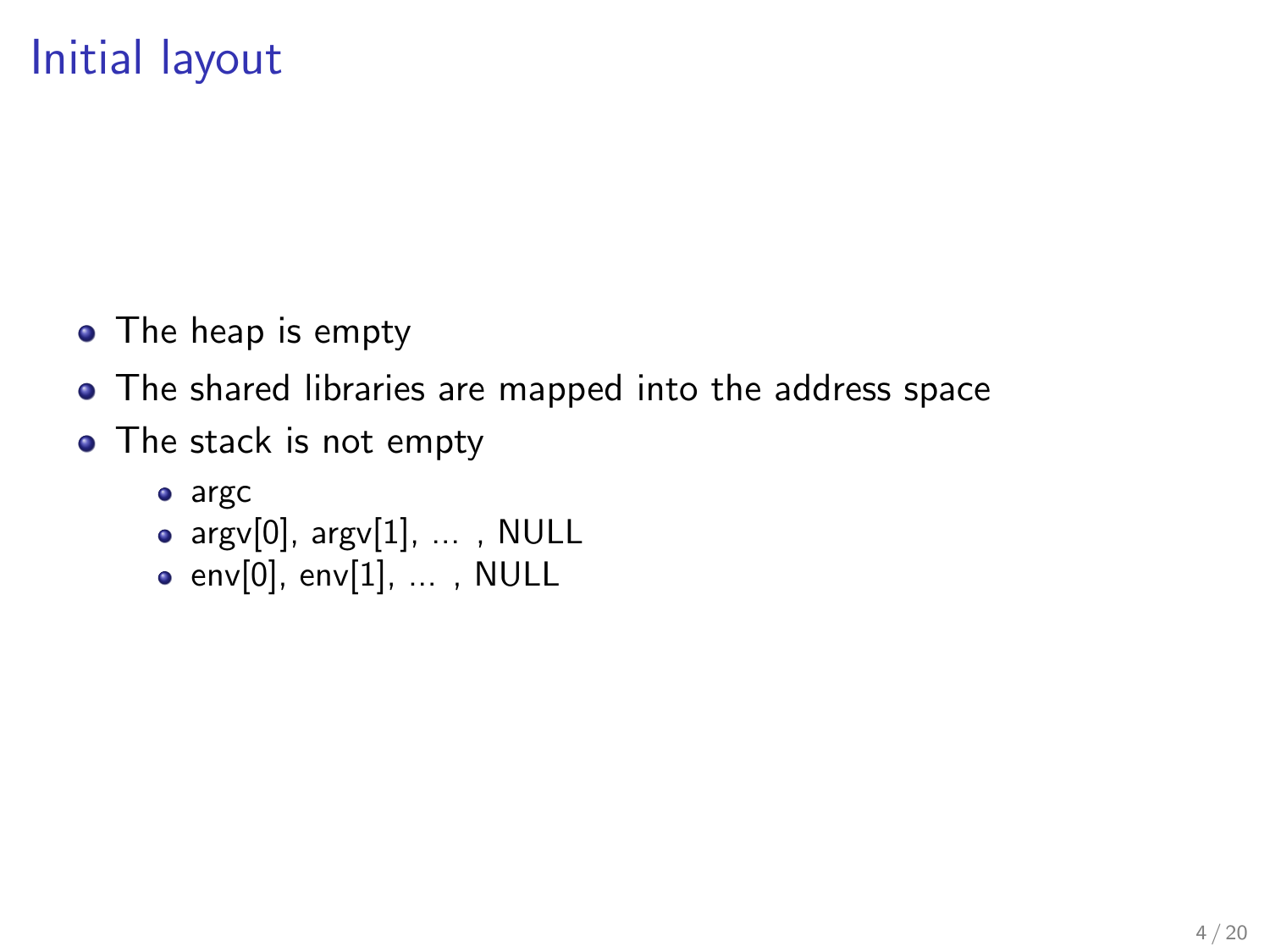# Initial layout

- The heap is empty
- The shared libraries are mapped into the address space
- The stack is not empty
  - argc
  - argv[0], argv[1], ... , NULL
  - env[0], env[1], ... , NULL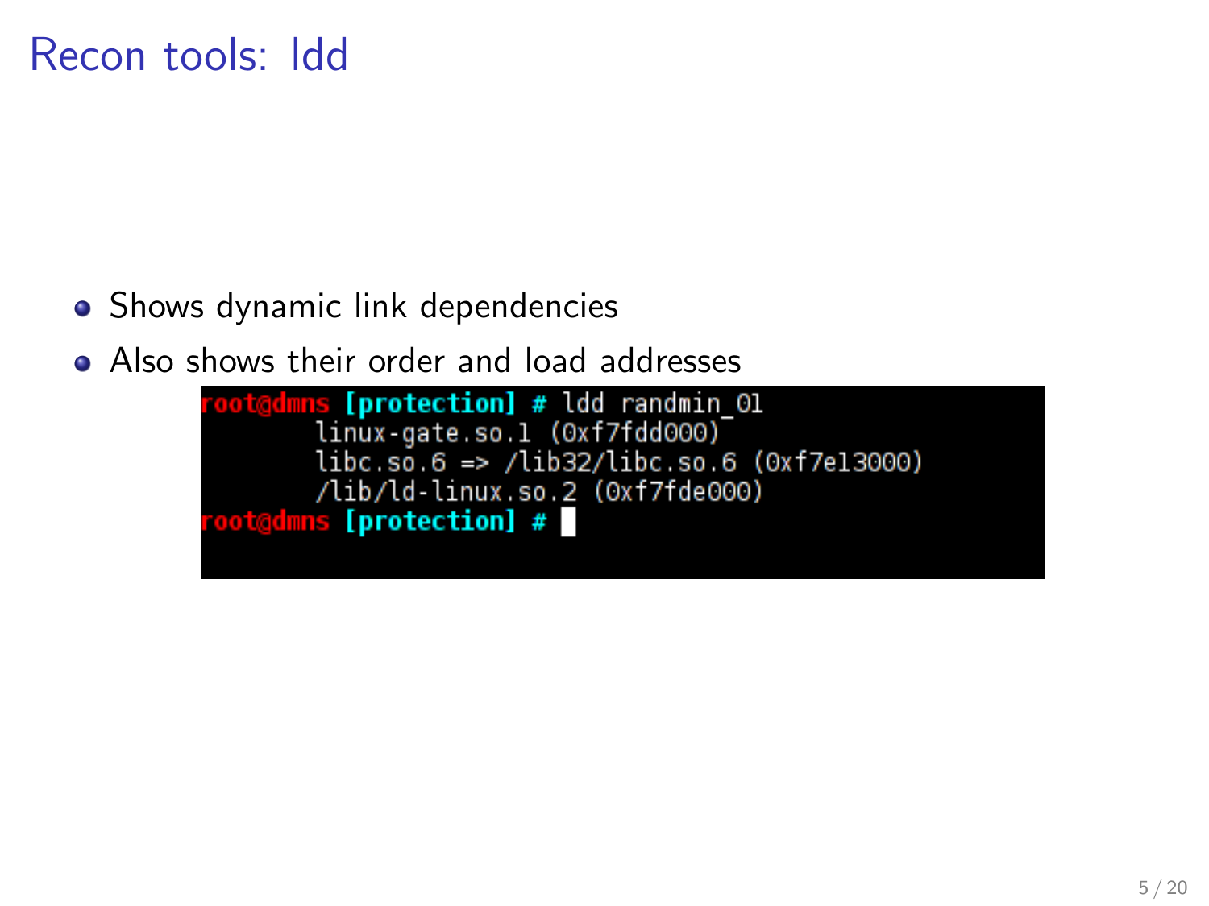# Recon tools: ldd

- Shows dynamic link dependencies
- Also shows their order and load addresses

```
root@dmns [protection] # ldd randmin_01
        linux-gate.so.1 (0xf7fdd000)
        libc.so.6 => /lib32/libc.so.6 (0xf7e13000)
        /lib/ld-linux.so.2 (0xf7fde000)
root@dmns [protection] #
```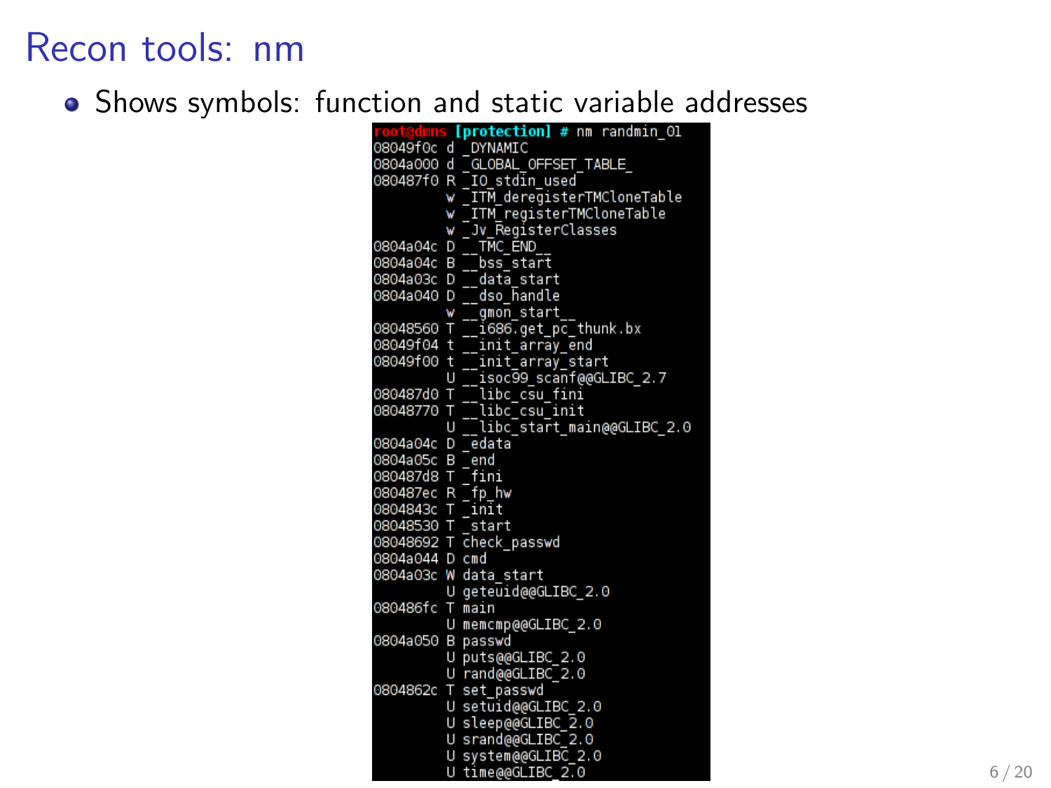# Recon tools: nm

- Shows symbols: function and static variable addresses

```
root@dmns [protection] # nm randmin_01
08049f0c d _DYNAMIC
0804a000 d _GLOBAL_OFFSET_TABLE_
080487f0 R _IO_stdin_used
         w _ITM_deregisterTMCloneTable
         w _ITM_registerTMCloneTable
         w _Jv_RegisterClasses
0804a04c D __TMC_END__
0804a04c B __bss_start
0804a03c D __data_start
0804a040 D __dso_handle
         w __gmon_start__
08048560 T __i686.get_pc_thunk.bx
08049f04 t __init_array_end
08049f00 t __init_array_start
         U __isoc99_scanf@@GLIBC_2.7
080487d0 T __libc_csu_fini
08048770 T __libc_csu_init
         U __libc_start_main@@GLIBC_2.0
0804a04c D _edata
0804a05c B _end
080487d8 T _fini
080487ec R _fp_hw
0804843c T _init
08048530 T _start
08048692 T check_passwd
0804a044 D cmd
0804a03c W data_start
         U geteuid@@GLIBC_2.0
080486fc T main
         U memcmp@@GLIBC_2.0
0804a050 B passwd
         U puts@@GLIBC_2.0
         U rand@@GLIBC_2.0
0804862c T set_passwd
         U setuid@@GLIBC_2.0
         U sleep@@GLIBC_2.0
         U srand@@GLIBC_2.0
         U system@@GLIBC_2.0
         U time@@GLIBC_2.0
```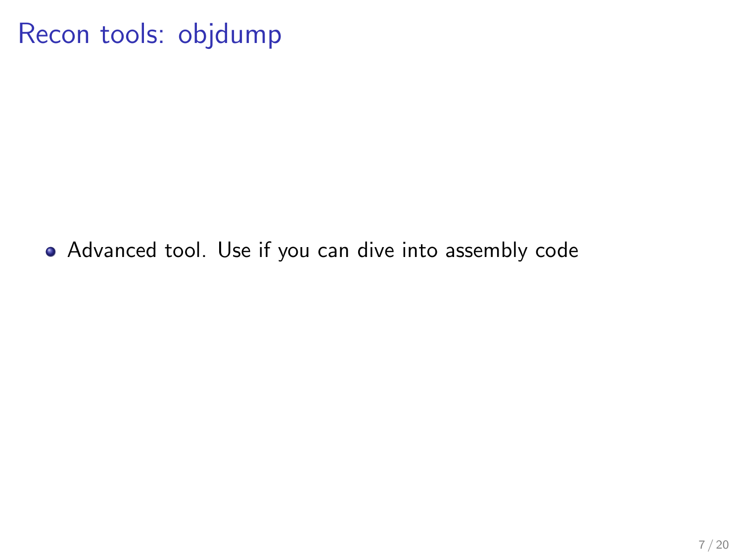# Recon tools: objdump

- Advanced tool. Use if you can dive into assembly code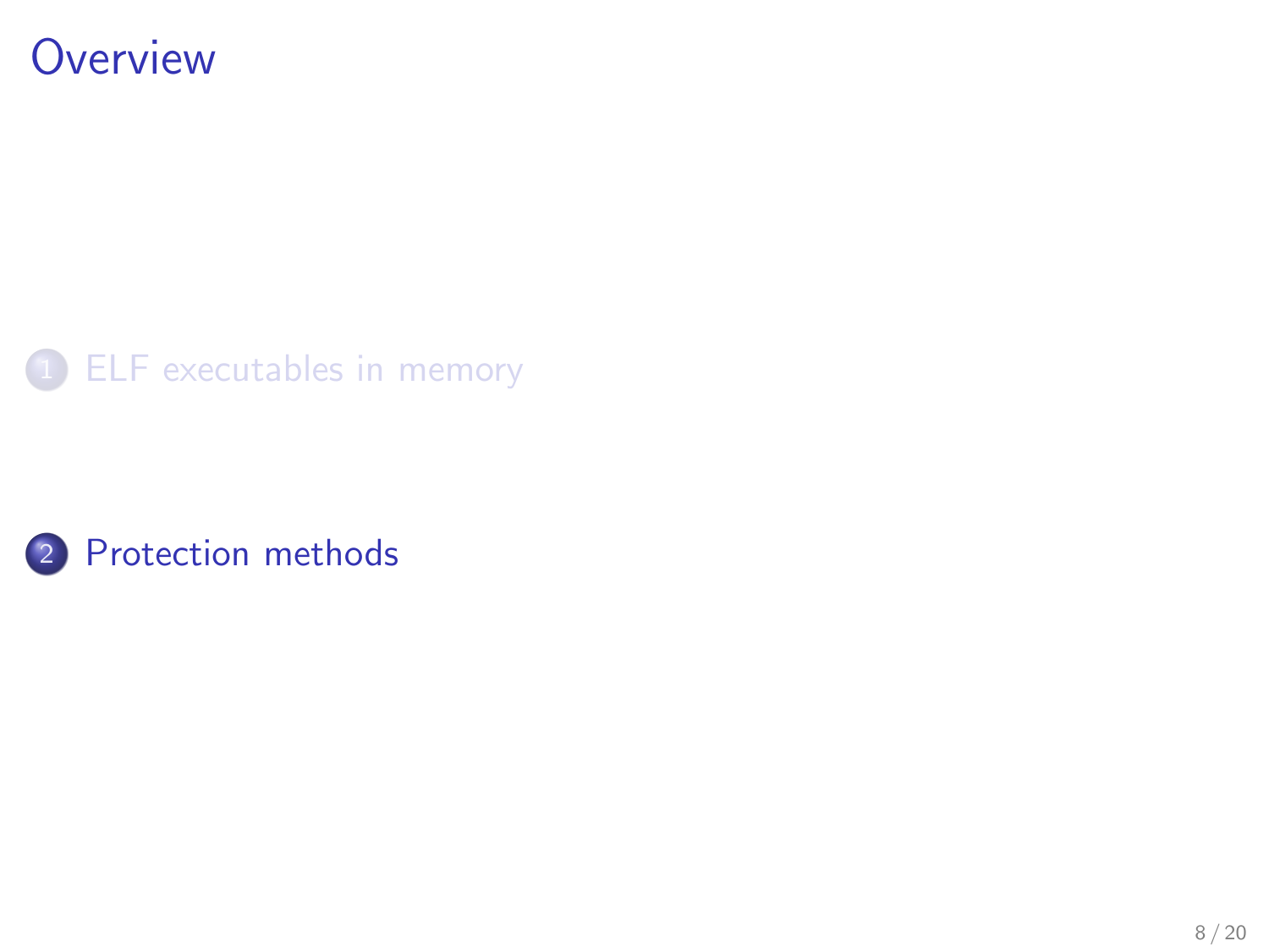# Overview

1. ELF executables in memory

2. Protection methods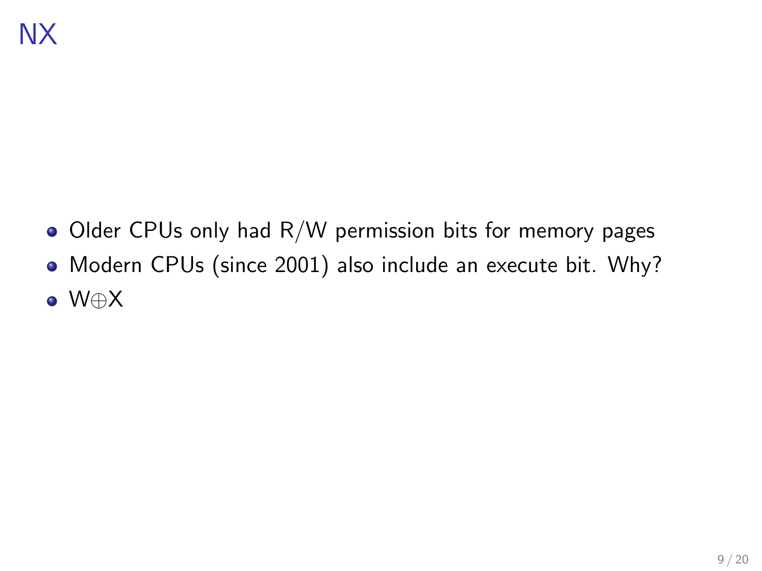# NX

- Older CPUs only had R/W permission bits for memory pages
- Modern CPUs (since 2001) also include an execute bit. Why?
- W$\oplus$X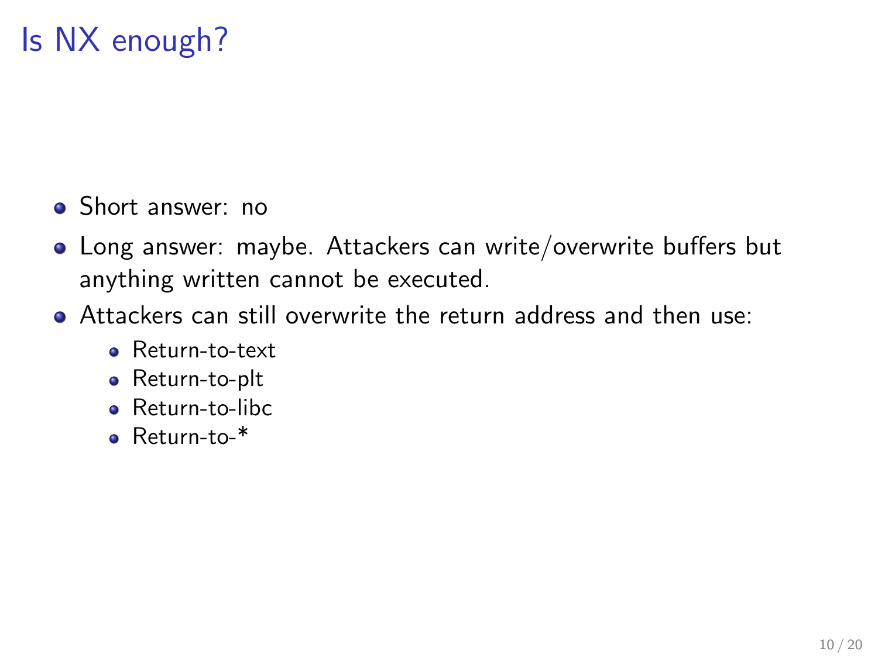# Is NX enough?

- Short answer: no
- Long answer: maybe. Attackers can write/overwrite buffers but anything written cannot be executed.
- Attackers can still overwrite the return address and then use:
  - Return-to-text
  - Return-to-plt
  - Return-to-libc
  - Return-to-*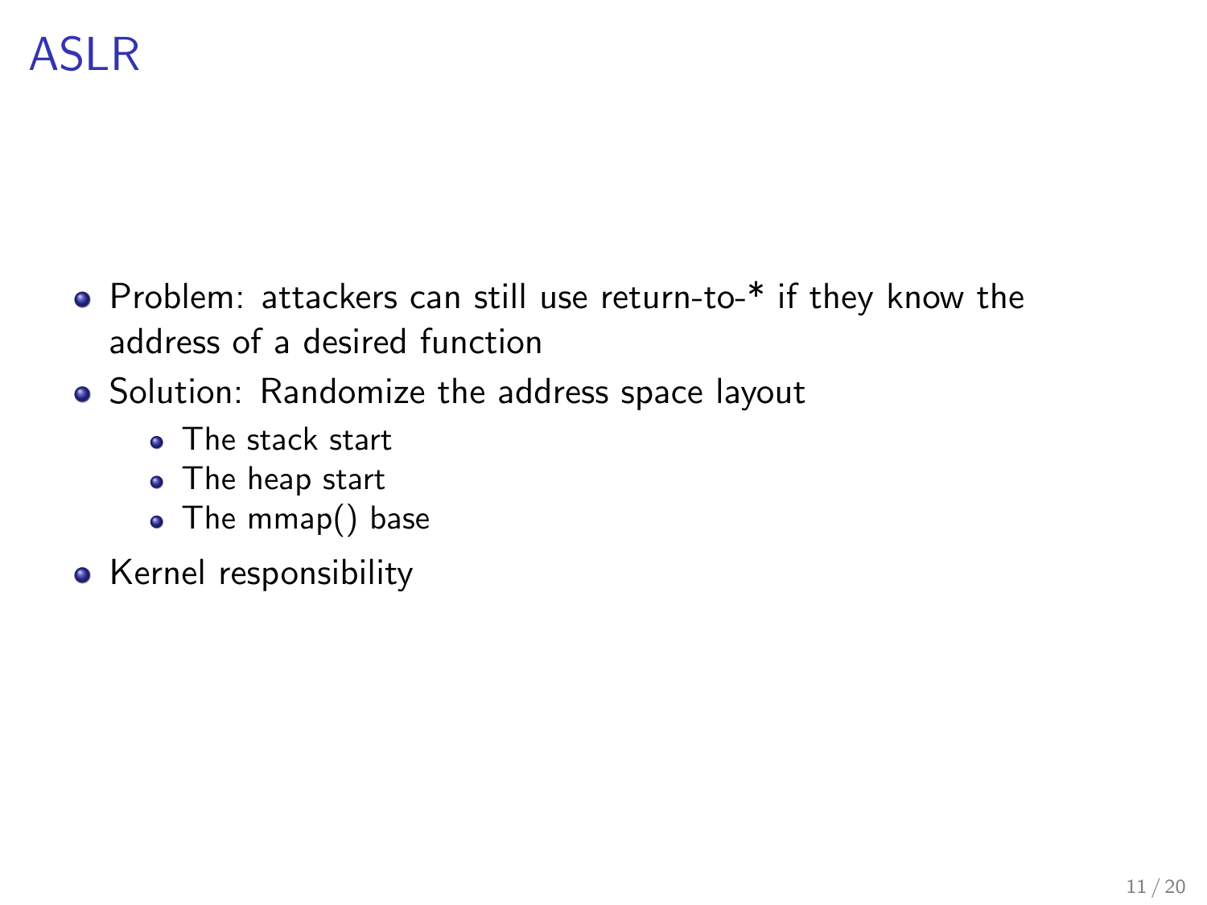# ASLR

- Problem: attackers can still use return-to-* if they know the address of a desired function
- Solution: Randomize the address space layout
  - The stack start
  - The heap start
  - The mmap() base
- Kernel responsibility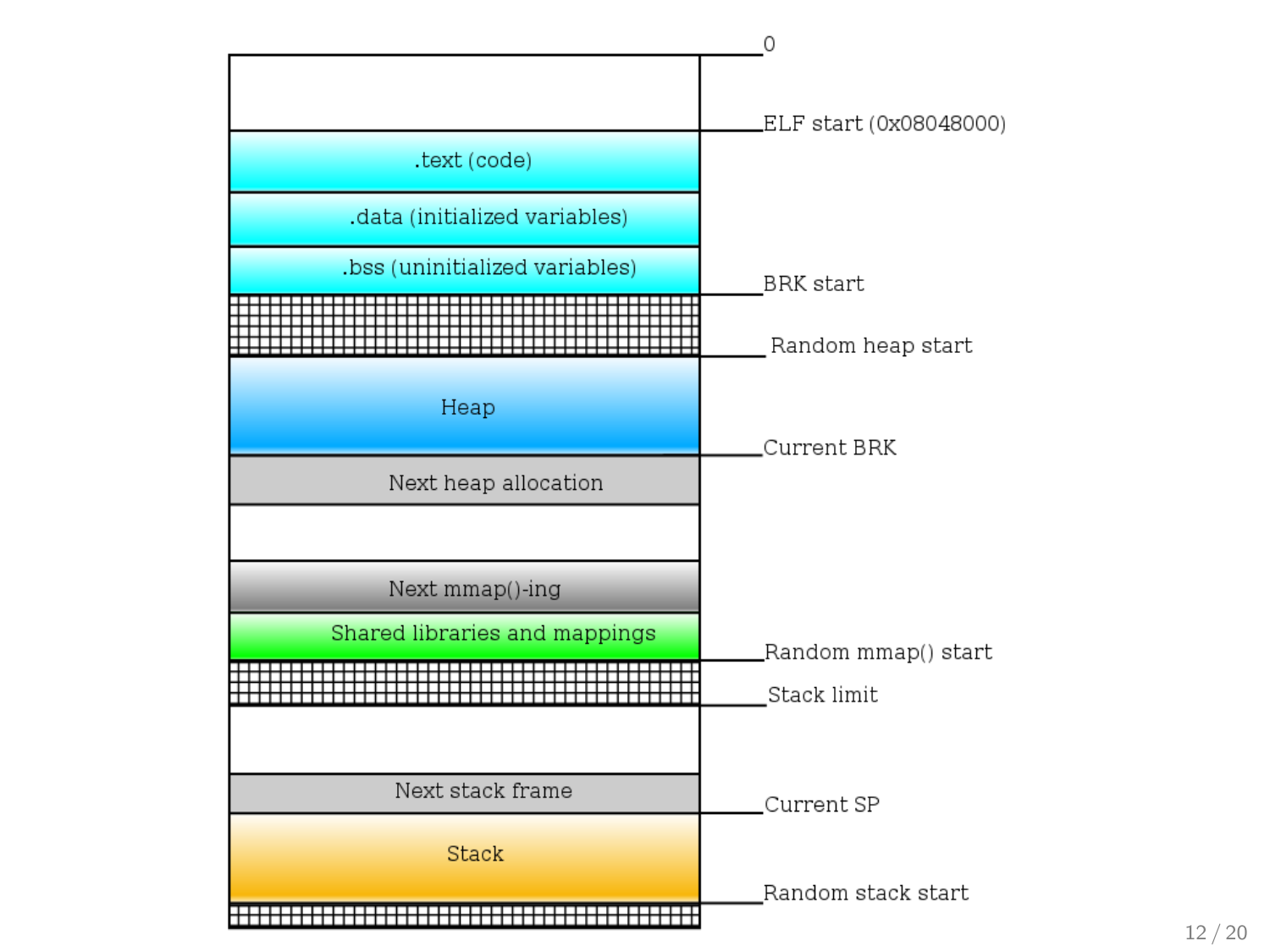| Region | Boundary |
| --- | --- |
| | 0 |
| | ELF start (0x08048000) |
| .text (code) | |
| .data (initialized variables) | |
| .bss (uninitialized variables) | BRK start |
| | Random heap start |
| Heap | Current BRK |
| Next heap allocation | |
| | |
| Next mmap()-ing | |
| Shared libraries and mappings | Random mmap() start |
| | Stack limit |
| | |
| Next stack frame | Current SP |
| Stack | Random stack start |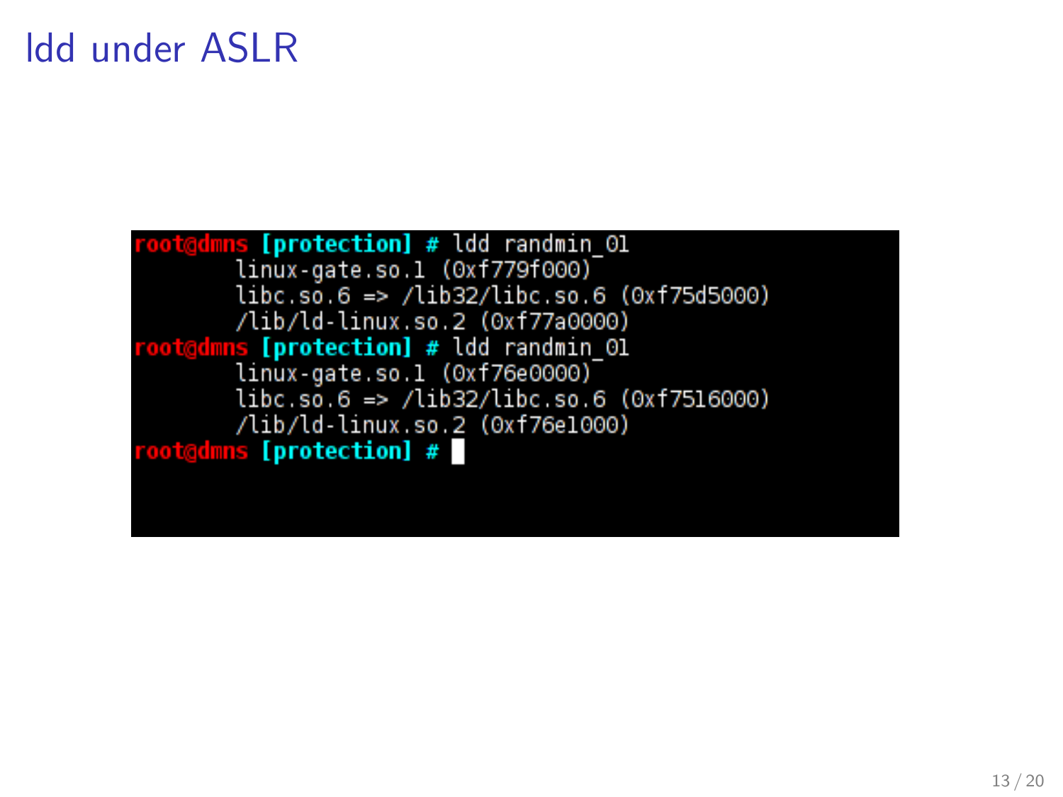# ldd under ASLR

```
root@dmns [protection] # ldd randmin_01
        linux-gate.so.1 (0xf779f000)
        libc.so.6 => /lib32/libc.so.6 (0xf75d5000)
        /lib/ld-linux.so.2 (0xf77a0000)
root@dmns [protection] # ldd randmin_01
        linux-gate.so.1 (0xf76e0000)
        libc.so.6 => /lib32/libc.so.6 (0xf7516000)
        /lib/ld-linux.so.2 (0xf76e1000)
root@dmns [protection] #
```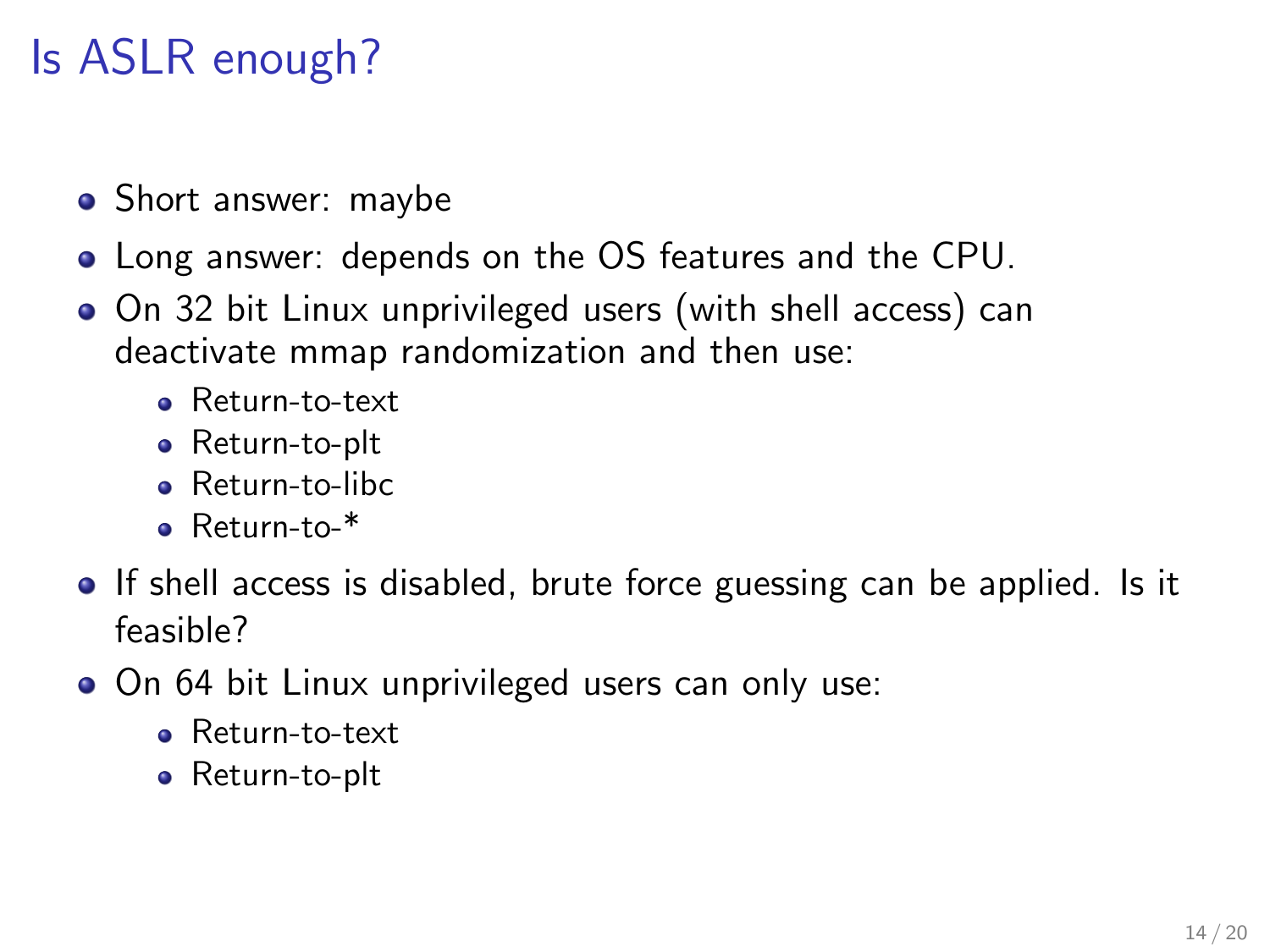# Is ASLR enough?

- Short answer: maybe
- Long answer: depends on the OS features and the CPU.
- On 32 bit Linux unprivileged users (with shell access) can deactivate mmap randomization and then use:
  - Return-to-text
  - Return-to-plt
  - Return-to-libc
  - Return-to-*
- If shell access is disabled, brute force guessing can be applied. Is it feasible?
- On 64 bit Linux unprivileged users can only use:
  - Return-to-text
  - Return-to-plt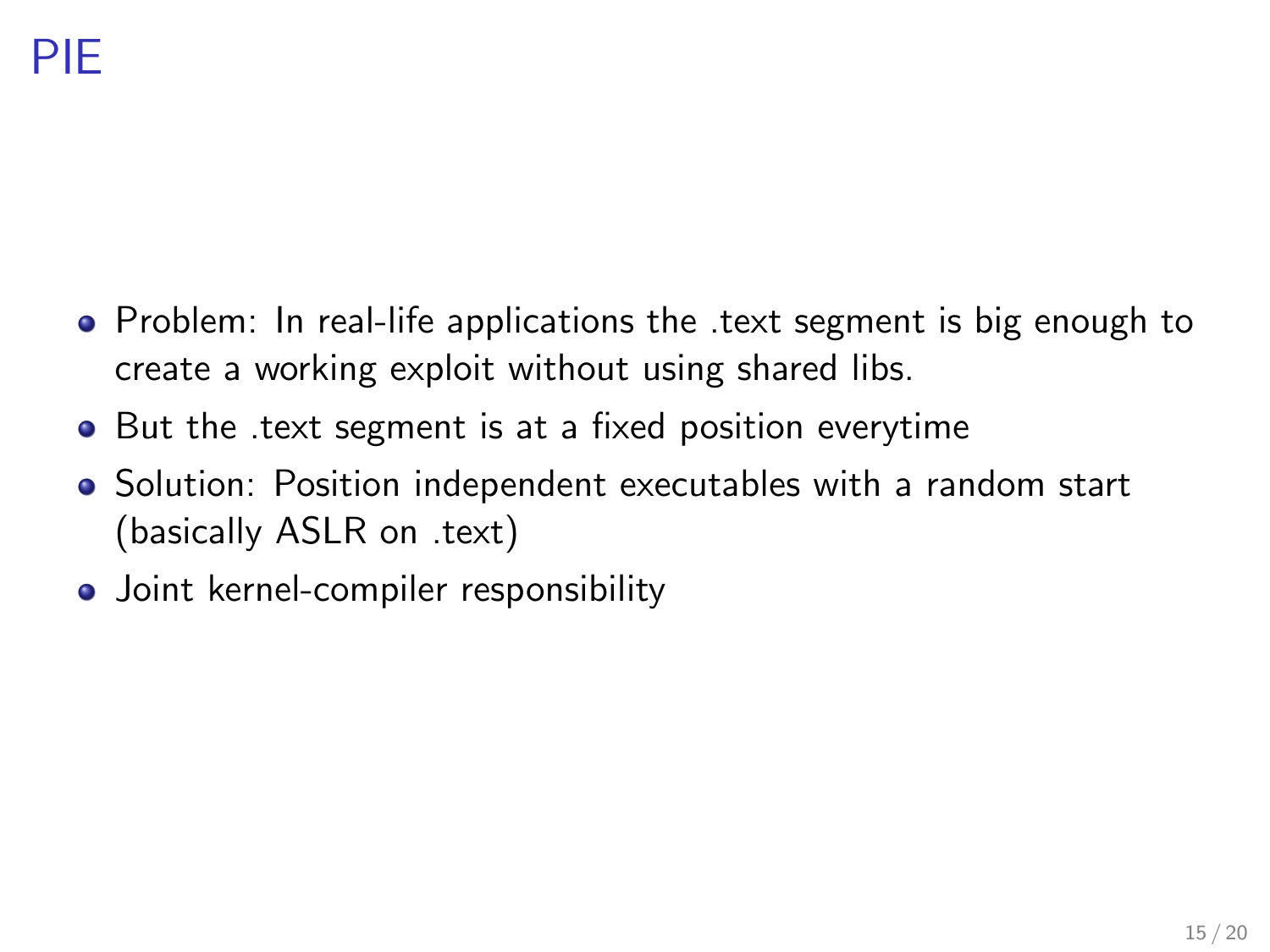# PIE

- Problem: In real-life applications the .text segment is big enough to create a working exploit without using shared libs.
- But the .text segment is at a fixed position everytime
- Solution: Position independent executables with a random start (basically ASLR on .text)
- Joint kernel-compiler responsibility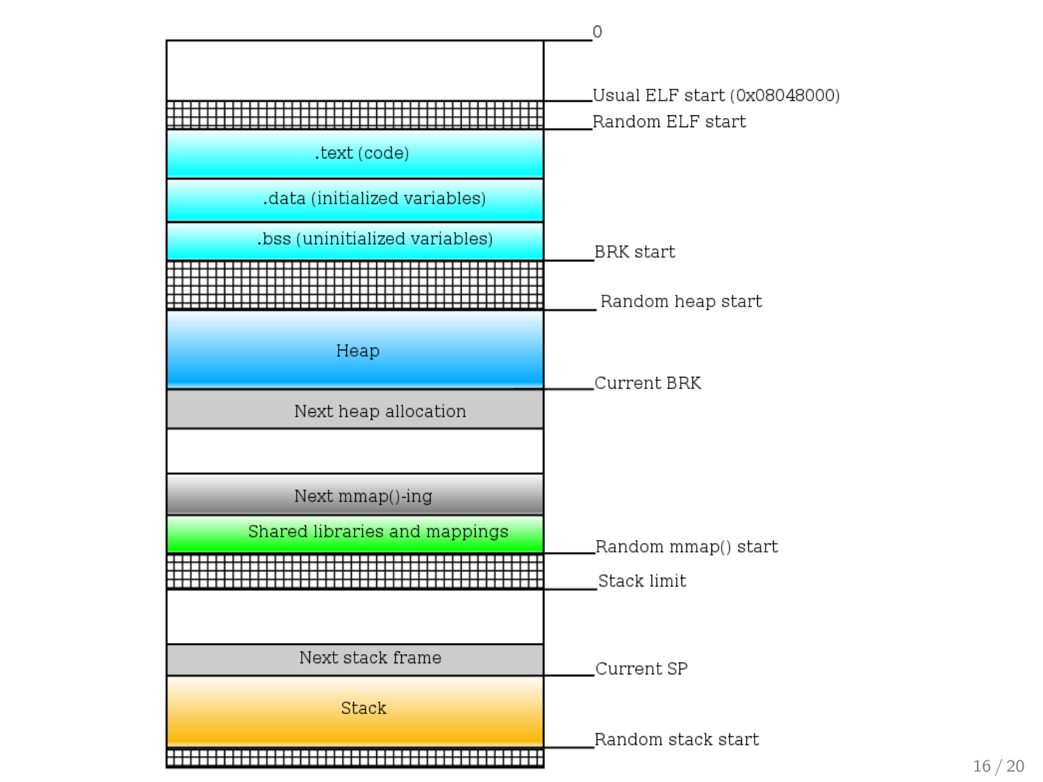0

Usual ELF start (0x08048000)

Random ELF start

.text (code)

.data (initialized variables)

.bss (uninitialized variables)

BRK start

Random heap start

Heap

Current BRK

Next heap allocation

Next mmap()-ing

Shared libraries and mappings

Random mmap() start

Stack limit

Next stack frame

Current SP

Stack

Random stack start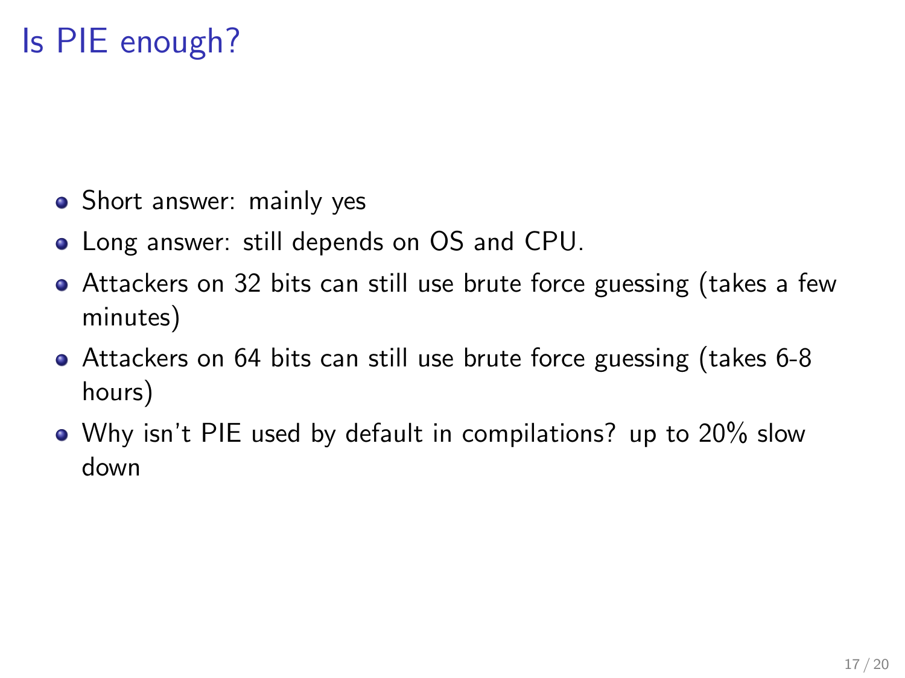# Is PIE enough?

- Short answer: mainly yes
- Long answer: still depends on OS and CPU.
- Attackers on 32 bits can still use brute force guessing (takes a few minutes)
- Attackers on 64 bits can still use brute force guessing (takes 6-8 hours)
- Why isn't PIE used by default in compilations? up to 20% slow down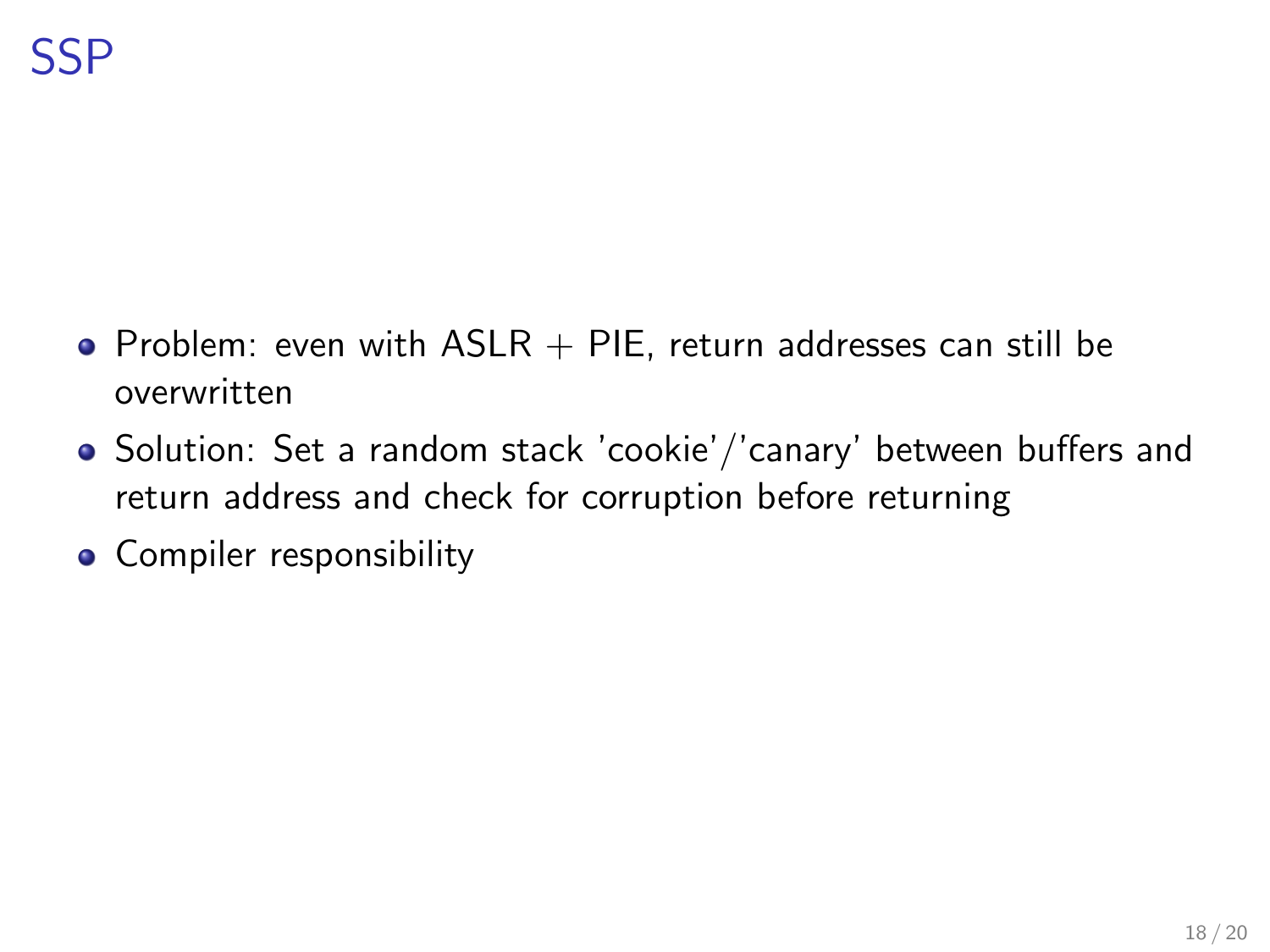# SSP

- Problem: even with ASLR + PIE, return addresses can still be overwritten
- Solution: Set a random stack 'cookie'/'canary' between buffers and return address and check for corruption before returning
- Compiler responsibility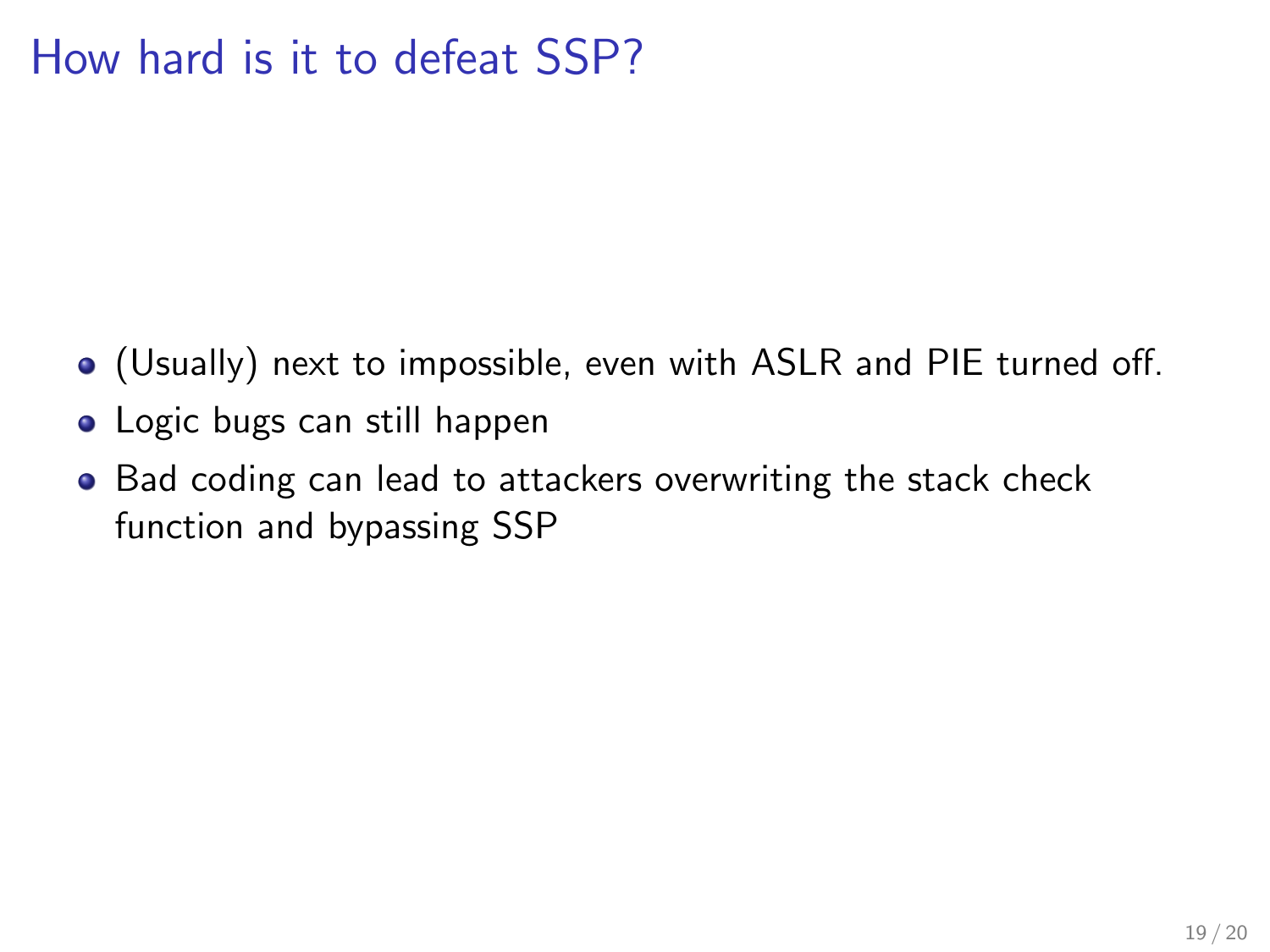# How hard is it to defeat SSP?

- (Usually) next to impossible, even with ASLR and PIE turned off.
- Logic bugs can still happen
- Bad coding can lead to attackers overwriting the stack check function and bypassing SSP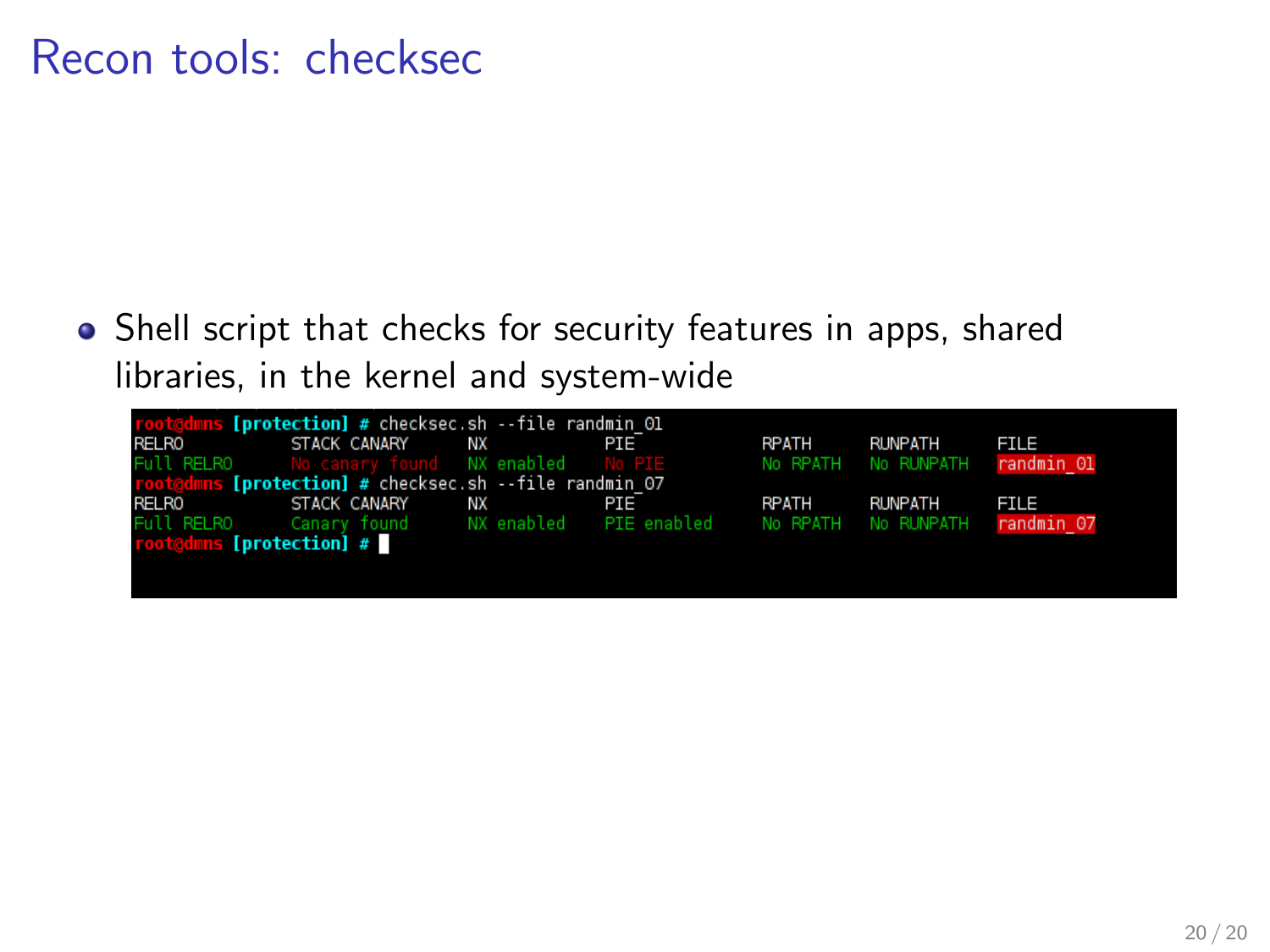# Recon tools: checksec

- Shell script that checks for security features in apps, shared libraries, in the kernel and system-wide

```
root@dmns [protection] # checksec.sh --file randmin_01
RELRO           STACK CANARY      NX            PIE             RPATH      RUNPATH      FILE
Full RELRO      No canary found   NX enabled    No PIE          No RPATH   No RUNPATH   randmin_01
root@dmns [protection] # checksec.sh --file randmin_07
RELRO           STACK CANARY      NX            PIE             RPATH      RUNPATH      FILE
Full RELRO      Canary found      NX enabled    PIE enabled     No RPATH   No RUNPATH   randmin_07
root@dmns [protection] #
```